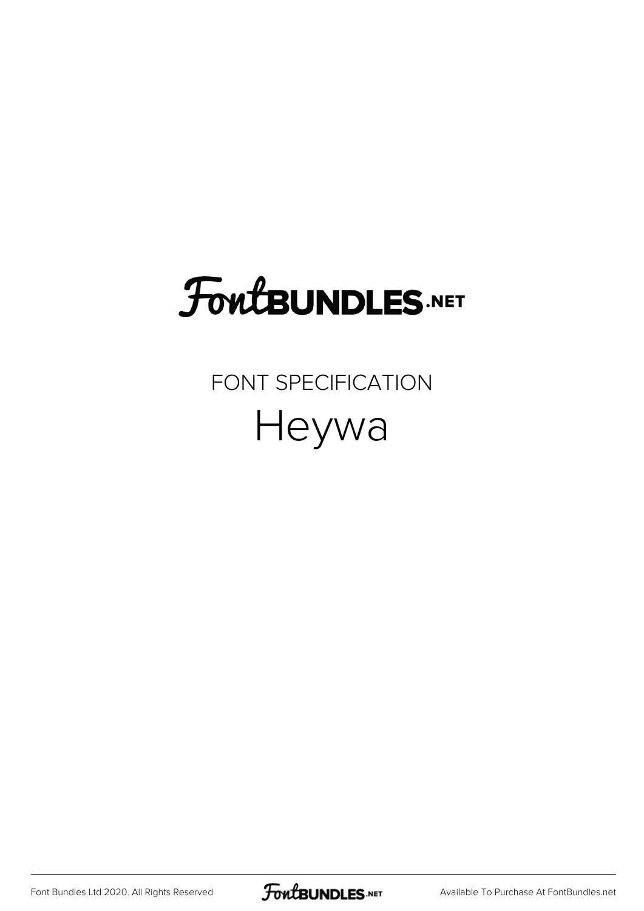FontBUNDLES.NET

FONT SPECIFICATION

# Heywa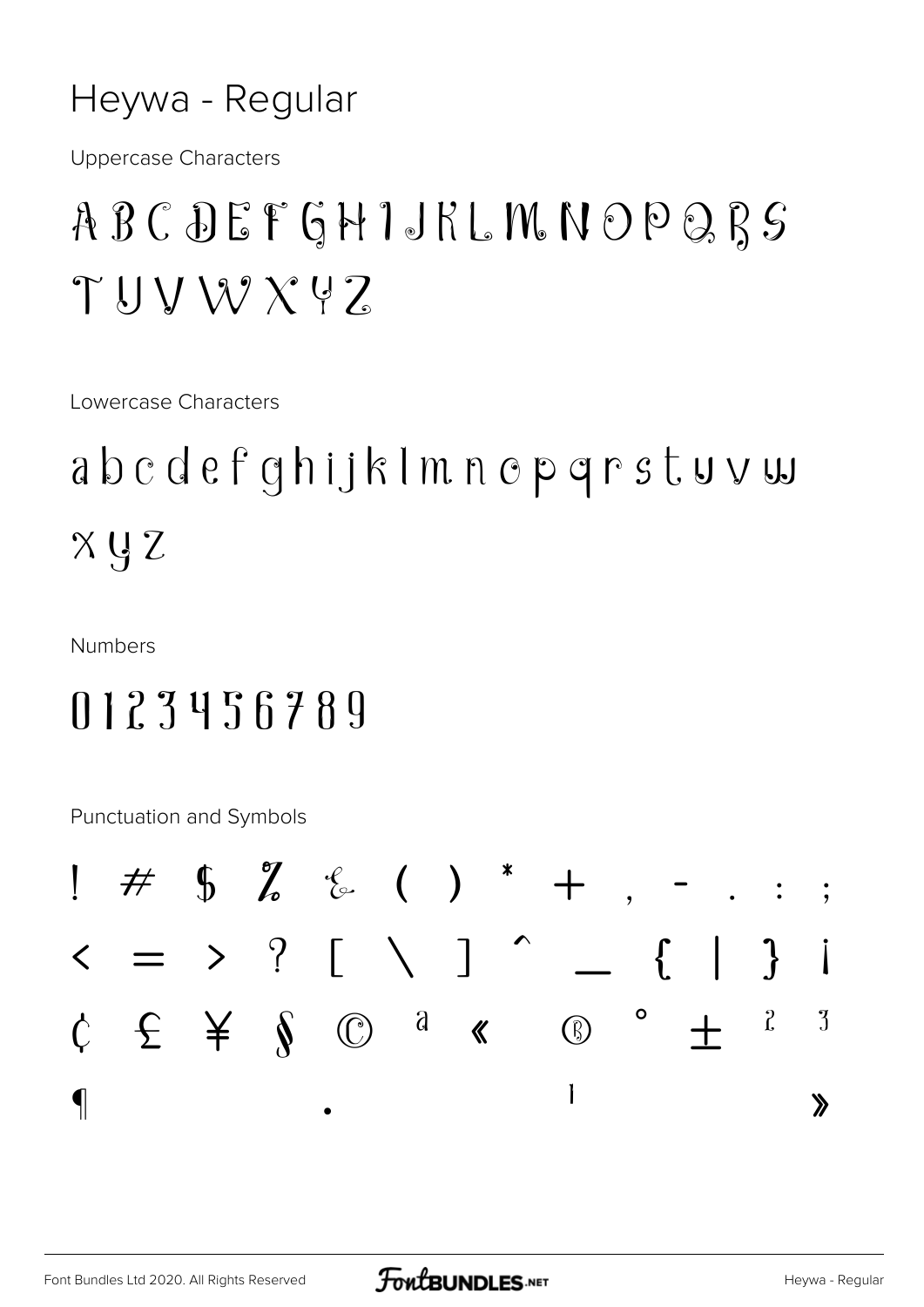# Heywa - Regular

Uppercase Characters

A B C D E F G H I J K L M N O P Q R S T U V W X Y Z

Lowercase Characters

a b c d e f g h i j k l m n o p q r s t u v w x y z

Numbers

0 1 2 3 4 5 6 7 8 9

Punctuation and Symbols

! # $ % & ( ) * + , - . : ;

< = > ? [ \ ] ^ _ { | } ¡

¢ £ ¥ § © ª « ® ° ± ² ³

¶ · ¹ »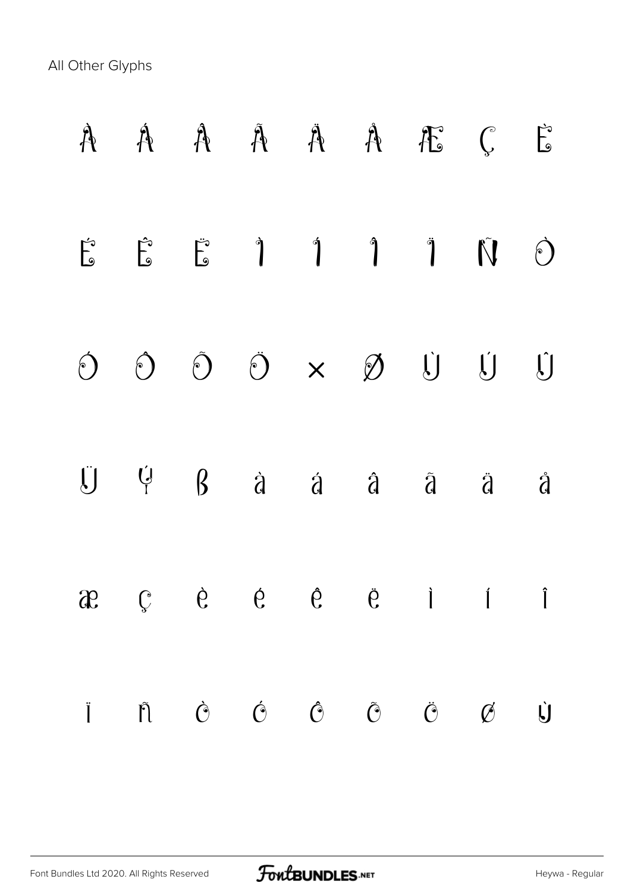All Other Glyphs

À Á Â Ã Ä Å Æ Ç È

É Ê Ë Ì Í Î Ï Ñ Ò

Ó Ô Õ Ö × Ø Ù Ú Û

Ü Ý ß à á â ã ä å

æ ç è é ê ë ì í î

ï ñ ò ó ô õ ö ø ù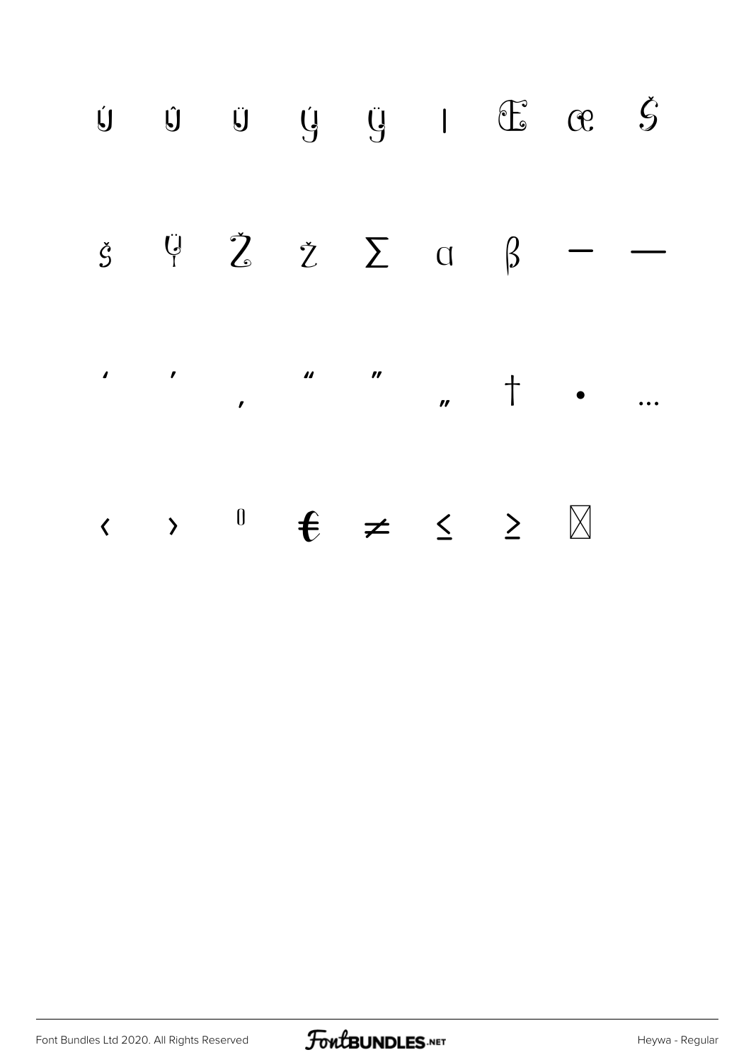Ú Û Ü Ý Ÿ ı Œ œ Š

š Ÿ Ž ž ∑ α β – —

‘ ’ ‚ “ ” „ † • …

‹ › ⁰ € ≠ ≤ ≥ ⊠